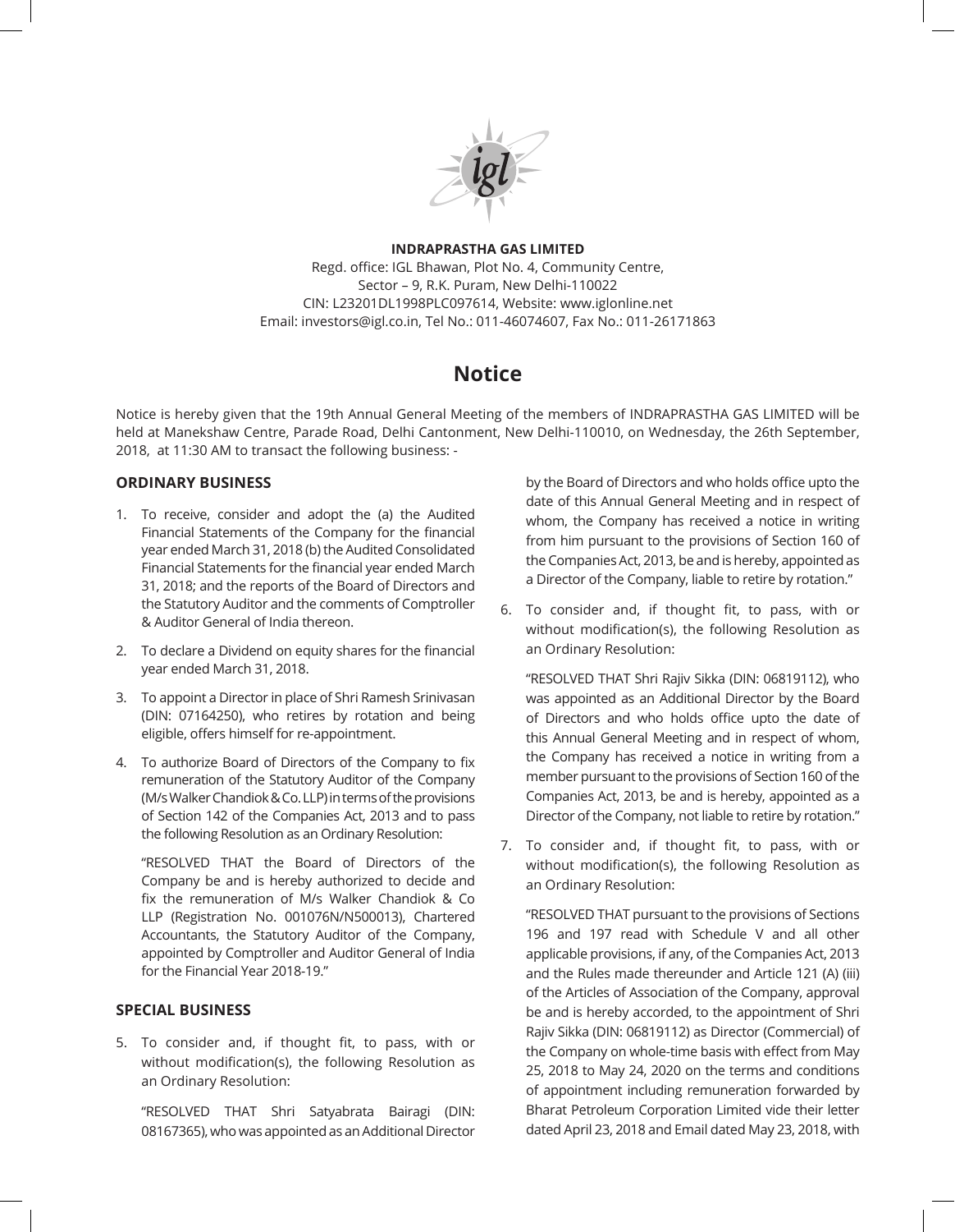**INDRAPRASTHA GAS LIMITED**

Regd. office: IGL Bhawan, Plot No. 4, Community Centre,
Sector – 9, R.K. Puram, New Delhi-110022
CIN: L23201DL1998PLC097614, Website: www.iglonline.net
Email: investors@igl.co.in, Tel No.: 011-46074607, Fax No.: 011-26171863

# Notice

Notice is hereby given that the 19th Annual General Meeting of the members of INDRAPRASTHA GAS LIMITED will be held at Manekshaw Centre, Parade Road, Delhi Cantonment, New Delhi-110010, on Wednesday, the 26th September, 2018, at 11:30 AM to transact the following business: -

## ORDINARY BUSINESS

1. To receive, consider and adopt the (a) the Audited Financial Statements of the Company for the financial year ended March 31, 2018 (b) the Audited Consolidated Financial Statements for the financial year ended March 31, 2018; and the reports of the Board of Directors and the Statutory Auditor and the comments of Comptroller & Auditor General of India thereon.

2. To declare a Dividend on equity shares for the financial year ended March 31, 2018.

3. To appoint a Director in place of Shri Ramesh Srinivasan (DIN: 07164250), who retires by rotation and being eligible, offers himself for re-appointment.

4. To authorize Board of Directors of the Company to fix remuneration of the Statutory Auditor of the Company (M/s Walker Chandiok & Co. LLP) in terms of the provisions of Section 142 of the Companies Act, 2013 and to pass the following Resolution as an Ordinary Resolution:

   "RESOLVED THAT the Board of Directors of the Company be and is hereby authorized to decide and fix the remuneration of M/s Walker Chandiok & Co LLP (Registration No. 001076N/N500013), Chartered Accountants, the Statutory Auditor of the Company, appointed by Comptroller and Auditor General of India for the Financial Year 2018-19."

## SPECIAL BUSINESS

5. To consider and, if thought fit, to pass, with or without modification(s), the following Resolution as an Ordinary Resolution:

   "RESOLVED THAT Shri Satyabrata Bairagi (DIN: 08167365), who was appointed as an Additional Director by the Board of Directors and who holds office upto the date of this Annual General Meeting and in respect of whom, the Company has received a notice in writing from him pursuant to the provisions of Section 160 of the Companies Act, 2013, be and is hereby, appointed as a Director of the Company, liable to retire by rotation."

6. To consider and, if thought fit, to pass, with or without modification(s), the following Resolution as an Ordinary Resolution:

   "RESOLVED THAT Shri Rajiv Sikka (DIN: 06819112), who was appointed as an Additional Director by the Board of Directors and who holds office upto the date of this Annual General Meeting and in respect of whom, the Company has received a notice in writing from a member pursuant to the provisions of Section 160 of the Companies Act, 2013, be and is hereby, appointed as a Director of the Company, not liable to retire by rotation."

7. To consider and, if thought fit, to pass, with or without modification(s), the following Resolution as an Ordinary Resolution:

   "RESOLVED THAT pursuant to the provisions of Sections 196 and 197 read with Schedule V and all other applicable provisions, if any, of the Companies Act, 2013 and the Rules made thereunder and Article 121 (A) (iii) of the Articles of Association of the Company, approval be and is hereby accorded, to the appointment of Shri Rajiv Sikka (DIN: 06819112) as Director (Commercial) of the Company on whole-time basis with effect from May 25, 2018 to May 24, 2020 on the terms and conditions of appointment including remuneration forwarded by Bharat Petroleum Corporation Limited vide their letter dated April 23, 2018 and Email dated May 23, 2018, with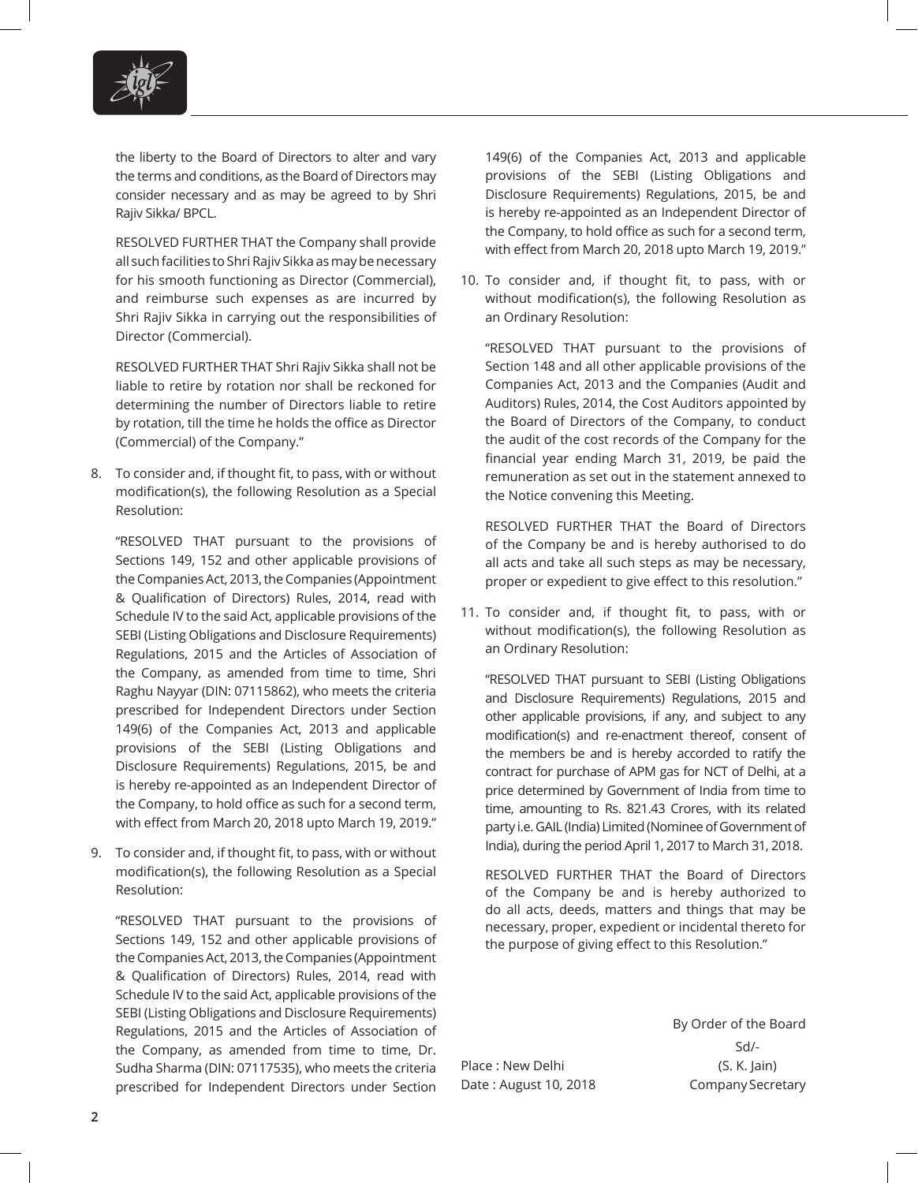the liberty to the Board of Directors to alter and vary the terms and conditions, as the Board of Directors may consider necessary and as may be agreed to by Shri Rajiv Sikka/ BPCL.

RESOLVED FURTHER THAT the Company shall provide all such facilities to Shri Rajiv Sikka as may be necessary for his smooth functioning as Director (Commercial), and reimburse such expenses as are incurred by Shri Rajiv Sikka in carrying out the responsibilities of Director (Commercial).

RESOLVED FURTHER THAT Shri Rajiv Sikka shall not be liable to retire by rotation nor shall be reckoned for determining the number of Directors liable to retire by rotation, till the time he holds the office as Director (Commercial) of the Company."

8. To consider and, if thought fit, to pass, with or without modification(s), the following Resolution as a Special Resolution:

   "RESOLVED THAT pursuant to the provisions of Sections 149, 152 and other applicable provisions of the Companies Act, 2013, the Companies (Appointment & Qualification of Directors) Rules, 2014, read with Schedule IV to the said Act, applicable provisions of the SEBI (Listing Obligations and Disclosure Requirements) Regulations, 2015 and the Articles of Association of the Company, as amended from time to time, Shri Raghu Nayyar (DIN: 07115862), who meets the criteria prescribed for Independent Directors under Section 149(6) of the Companies Act, 2013 and applicable provisions of the SEBI (Listing Obligations and Disclosure Requirements) Regulations, 2015, be and is hereby re-appointed as an Independent Director of the Company, to hold office as such for a second term, with effect from March 20, 2018 upto March 19, 2019."

9. To consider and, if thought fit, to pass, with or without modification(s), the following Resolution as a Special Resolution:

   "RESOLVED THAT pursuant to the provisions of Sections 149, 152 and other applicable provisions of the Companies Act, 2013, the Companies (Appointment & Qualification of Directors) Rules, 2014, read with Schedule IV to the said Act, applicable provisions of the SEBI (Listing Obligations and Disclosure Requirements) Regulations, 2015 and the Articles of Association of the Company, as amended from time to time, Dr. Sudha Sharma (DIN: 07117535), who meets the criteria prescribed for Independent Directors under Section 149(6) of the Companies Act, 2013 and applicable provisions of the SEBI (Listing Obligations and Disclosure Requirements) Regulations, 2015, be and is hereby re-appointed as an Independent Director of the Company, to hold office as such for a second term, with effect from March 20, 2018 upto March 19, 2019."

10. To consider and, if thought fit, to pass, with or without modification(s), the following Resolution as an Ordinary Resolution:

    "RESOLVED THAT pursuant to the provisions of Section 148 and all other applicable provisions of the Companies Act, 2013 and the Companies (Audit and Auditors) Rules, 2014, the Cost Auditors appointed by the Board of Directors of the Company, to conduct the audit of the cost records of the Company for the financial year ending March 31, 2019, be paid the remuneration as set out in the statement annexed to the Notice convening this Meeting.

    RESOLVED FURTHER THAT the Board of Directors of the Company be and is hereby authorised to do all acts and take all such steps as may be necessary, proper or expedient to give effect to this resolution."

11. To consider and, if thought fit, to pass, with or without modification(s), the following Resolution as an Ordinary Resolution:

    "RESOLVED THAT pursuant to SEBI (Listing Obligations and Disclosure Requirements) Regulations, 2015 and other applicable provisions, if any, and subject to any modification(s) and re-enactment thereof, consent of the members be and is hereby accorded to ratify the contract for purchase of APM gas for NCT of Delhi, at a price determined by Government of India from time to time, amounting to Rs. 821.43 Crores, with its related party i.e. GAIL (India) Limited (Nominee of Government of India), during the period April 1, 2017 to March 31, 2018.

    RESOLVED FURTHER THAT the Board of Directors of the Company be and is hereby authorized to do all acts, deeds, matters and things that may be necessary, proper, expedient or incidental thereto for the purpose of giving effect to this Resolution."

By Order of the Board

Sd/-

(S. K. Jain)

Company Secretary

Place : New Delhi

Date : August 10, 2018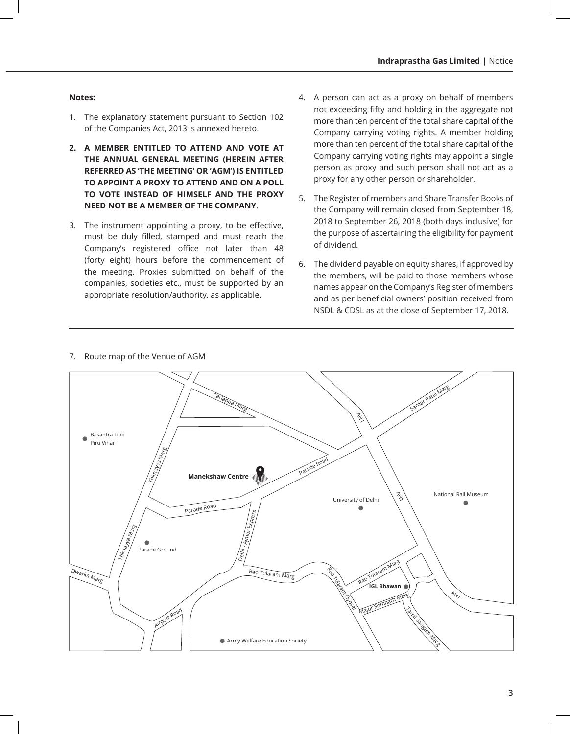**Notes:**

1. The explanatory statement pursuant to Section 102 of the Companies Act, 2013 is annexed hereto.

2. **A MEMBER ENTITLED TO ATTEND AND VOTE AT THE ANNUAL GENERAL MEETING (HEREIN AFTER REFERRED AS 'THE MEETING' OR 'AGM') IS ENTITLED TO APPOINT A PROXY TO ATTEND AND ON A POLL TO VOTE INSTEAD OF HIMSELF AND THE PROXY NEED NOT BE A MEMBER OF THE COMPANY**.

3. The instrument appointing a proxy, to be effective, must be duly filled, stamped and must reach the Company's registered office not later than 48 (forty eight) hours before the commencement of the meeting. Proxies submitted on behalf of the companies, societies etc., must be supported by an appropriate resolution/authority, as applicable.

4. A person can act as a proxy on behalf of members not exceeding fifty and holding in the aggregate not more than ten percent of the total share capital of the Company carrying voting rights. A member holding more than ten percent of the total share capital of the Company carrying voting rights may appoint a single person as proxy and such person shall not act as a proxy for any other person or shareholder.

5. The Register of members and Share Transfer Books of the Company will remain closed from September 18, 2018 to September 26, 2018 (both days inclusive) for the purpose of ascertaining the eligibility for payment of dividend.

6. The dividend payable on equity shares, if approved by the members, will be paid to those members whose names appear on the Company's Register of members and as per beneficial owners' position received from NSDL & CDSL as at the close of September 17, 2018.

7. Route map of the Venue of AGM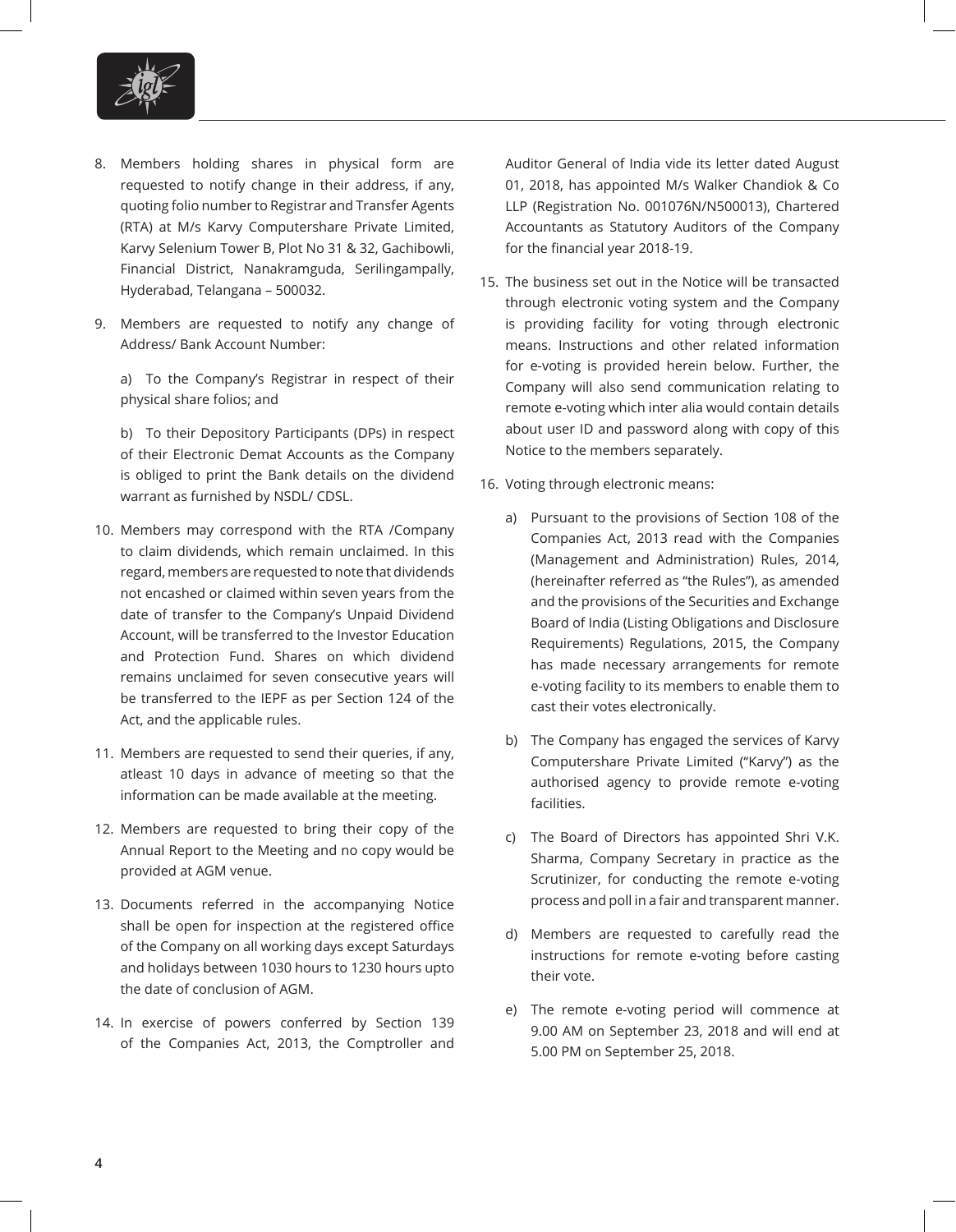8. Members holding shares in physical form are requested to notify change in their address, if any, quoting folio number to Registrar and Transfer Agents (RTA) at M/s Karvy Computershare Private Limited, Karvy Selenium Tower B, Plot No 31 & 32, Gachibowli, Financial District, Nanakramguda, Serilingampally, Hyderabad, Telangana – 500032.

9. Members are requested to notify any change of Address/ Bank Account Number:

   a) To the Company's Registrar in respect of their physical share folios; and

   b) To their Depository Participants (DPs) in respect of their Electronic Demat Accounts as the Company is obliged to print the Bank details on the dividend warrant as furnished by NSDL/ CDSL.

10. Members may correspond with the RTA /Company to claim dividends, which remain unclaimed. In this regard, members are requested to note that dividends not encashed or claimed within seven years from the date of transfer to the Company's Unpaid Dividend Account, will be transferred to the Investor Education and Protection Fund. Shares on which dividend remains unclaimed for seven consecutive years will be transferred to the IEPF as per Section 124 of the Act, and the applicable rules.

11. Members are requested to send their queries, if any, atleast 10 days in advance of meeting so that the information can be made available at the meeting.

12. Members are requested to bring their copy of the Annual Report to the Meeting and no copy would be provided at AGM venue.

13. Documents referred in the accompanying Notice shall be open for inspection at the registered office of the Company on all working days except Saturdays and holidays between 1030 hours to 1230 hours upto the date of conclusion of AGM.

14. In exercise of powers conferred by Section 139 of the Companies Act, 2013, the Comptroller and Auditor General of India vide its letter dated August 01, 2018, has appointed M/s Walker Chandiok & Co LLP (Registration No. 001076N/N500013), Chartered Accountants as Statutory Auditors of the Company for the financial year 2018-19.

15. The business set out in the Notice will be transacted through electronic voting system and the Company is providing facility for voting through electronic means. Instructions and other related information for e-voting is provided herein below. Further, the Company will also send communication relating to remote e-voting which inter alia would contain details about user ID and password along with copy of this Notice to the members separately.

16. Voting through electronic means:

   a) Pursuant to the provisions of Section 108 of the Companies Act, 2013 read with the Companies (Management and Administration) Rules, 2014, (hereinafter referred as "the Rules"), as amended and the provisions of the Securities and Exchange Board of India (Listing Obligations and Disclosure Requirements) Regulations, 2015, the Company has made necessary arrangements for remote e-voting facility to its members to enable them to cast their votes electronically.

   b) The Company has engaged the services of Karvy Computershare Private Limited ("Karvy") as the authorised agency to provide remote e-voting facilities.

   c) The Board of Directors has appointed Shri V.K. Sharma, Company Secretary in practice as the Scrutinizer, for conducting the remote e-voting process and poll in a fair and transparent manner.

   d) Members are requested to carefully read the instructions for remote e-voting before casting their vote.

   e) The remote e-voting period will commence at 9.00 AM on September 23, 2018 and will end at 5.00 PM on September 25, 2018.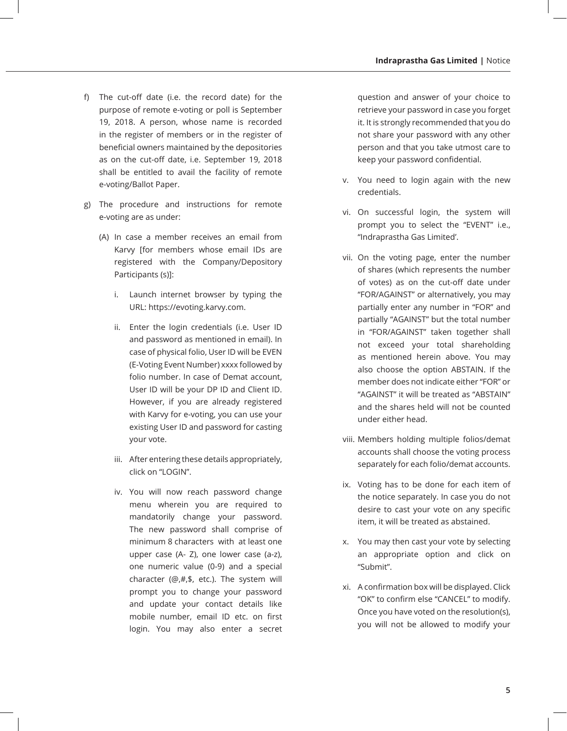f) The cut-off date (i.e. the record date) for the purpose of remote e-voting or poll is September 19, 2018. A person, whose name is recorded in the register of members or in the register of beneficial owners maintained by the depositories as on the cut-off date, i.e. September 19, 2018 shall be entitled to avail the facility of remote e-voting/Ballot Paper.

g) The procedure and instructions for remote e-voting are as under:

   (A) In case a member receives an email from Karvy [for members whose email IDs are registered with the Company/Depository Participants (s)]:

      i. Launch internet browser by typing the URL: https://evoting.karvy.com.

      ii. Enter the login credentials (i.e. User ID and password as mentioned in email). In case of physical folio, User ID will be EVEN (E-Voting Event Number) xxxx followed by folio number. In case of Demat account, User ID will be your DP ID and Client ID. However, if you are already registered with Karvy for e-voting, you can use your existing User ID and password for casting your vote.

      iii. After entering these details appropriately, click on "LOGIN".

      iv. You will now reach password change menu wherein you are required to mandatorily change your password. The new password shall comprise of minimum 8 characters with at least one upper case (A- Z), one lower case (a-z), one numeric value (0-9) and a special character (@,#,$, etc.). The system will prompt you to change your password and update your contact details like mobile number, email ID etc. on first login. You may also enter a secret question and answer of your choice to retrieve your password in case you forget it. It is strongly recommended that you do not share your password with any other person and that you take utmost care to keep your password confidential.

      v. You need to login again with the new credentials.

      vi. On successful login, the system will prompt you to select the "EVENT" i.e., "Indraprastha Gas Limited'.

      vii. On the voting page, enter the number of shares (which represents the number of votes) as on the cut-off date under "FOR/AGAINST" or alternatively, you may partially enter any number in "FOR" and partially "AGAINST" but the total number in "FOR/AGAINST" taken together shall not exceed your total shareholding as mentioned herein above. You may also choose the option ABSTAIN. If the member does not indicate either "FOR" or "AGAINST" it will be treated as "ABSTAIN" and the shares held will not be counted under either head.

      viii. Members holding multiple folios/demat accounts shall choose the voting process separately for each folio/demat accounts.

      ix. Voting has to be done for each item of the notice separately. In case you do not desire to cast your vote on any specific item, it will be treated as abstained.

      x. You may then cast your vote by selecting an appropriate option and click on "Submit".

      xi. A confirmation box will be displayed. Click "OK" to confirm else "CANCEL" to modify. Once you have voted on the resolution(s), you will not be allowed to modify your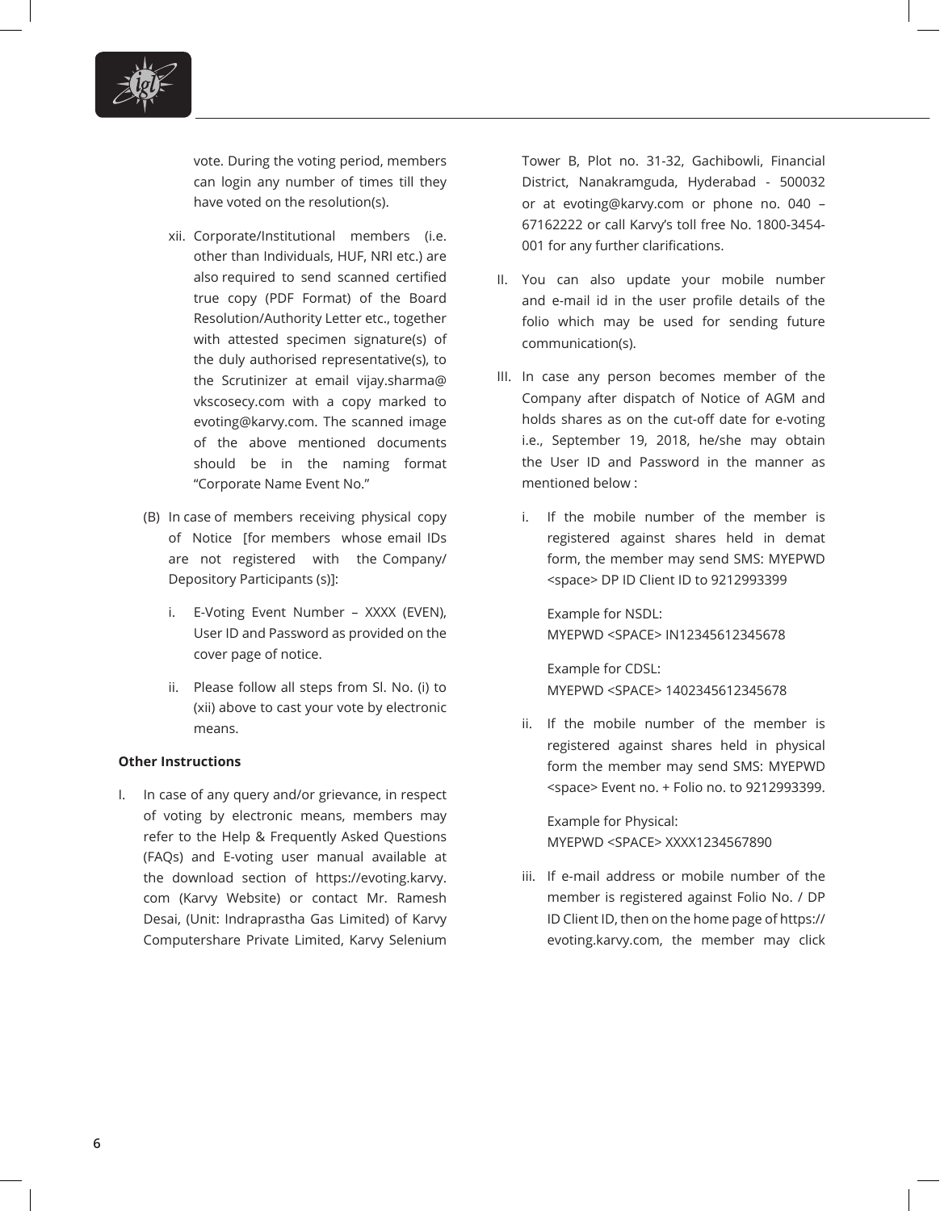vote. During the voting period, members can login any number of times till they have voted on the resolution(s).

xii. Corporate/Institutional members (i.e. other than Individuals, HUF, NRI etc.) are also required to send scanned certified true copy (PDF Format) of the Board Resolution/Authority Letter etc., together with attested specimen signature(s) of the duly authorised representative(s), to the Scrutinizer at email vijay.sharma@vkscosecy.com with a copy marked to evoting@karvy.com. The scanned image of the above mentioned documents should be in the naming format "Corporate Name Event No."

(B) In case of members receiving physical copy of Notice [for members whose email IDs are not registered with the Company/ Depository Participants (s)]:

i. E-Voting Event Number – XXXX (EVEN), User ID and Password as provided on the cover page of notice.

ii. Please follow all steps from Sl. No. (i) to (xii) above to cast your vote by electronic means.

**Other Instructions**

I. In case of any query and/or grievance, in respect of voting by electronic means, members may refer to the Help & Frequently Asked Questions (FAQs) and E-voting user manual available at the download section of https://evoting.karvy.com (Karvy Website) or contact Mr. Ramesh Desai, (Unit: Indraprastha Gas Limited) of Karvy Computershare Private Limited, Karvy Selenium Tower B, Plot no. 31-32, Gachibowli, Financial District, Nanakramguda, Hyderabad - 500032 or at evoting@karvy.com or phone no. 040 – 67162222 or call Karvy's toll free No. 1800-3454-001 for any further clarifications.

II. You can also update your mobile number and e-mail id in the user profile details of the folio which may be used for sending future communication(s).

III. In case any person becomes member of the Company after dispatch of Notice of AGM and holds shares as on the cut-off date for e-voting i.e., September 19, 2018, he/she may obtain the User ID and Password in the manner as mentioned below :

i. If the mobile number of the member is registered against shares held in demat form, the member may send SMS: MYEPWD <space> DP ID Client ID to 9212993399

Example for NSDL:
MYEPWD <SPACE> IN12345612345678

Example for CDSL:
MYEPWD <SPACE> 1402345612345678

ii. If the mobile number of the member is registered against shares held in physical form the member may send SMS: MYEPWD <space> Event no. + Folio no. to 9212993399.

Example for Physical:
MYEPWD <SPACE> XXXX1234567890

iii. If e-mail address or mobile number of the member is registered against Folio No. / DP ID Client ID, then on the home page of https://evoting.karvy.com, the member may click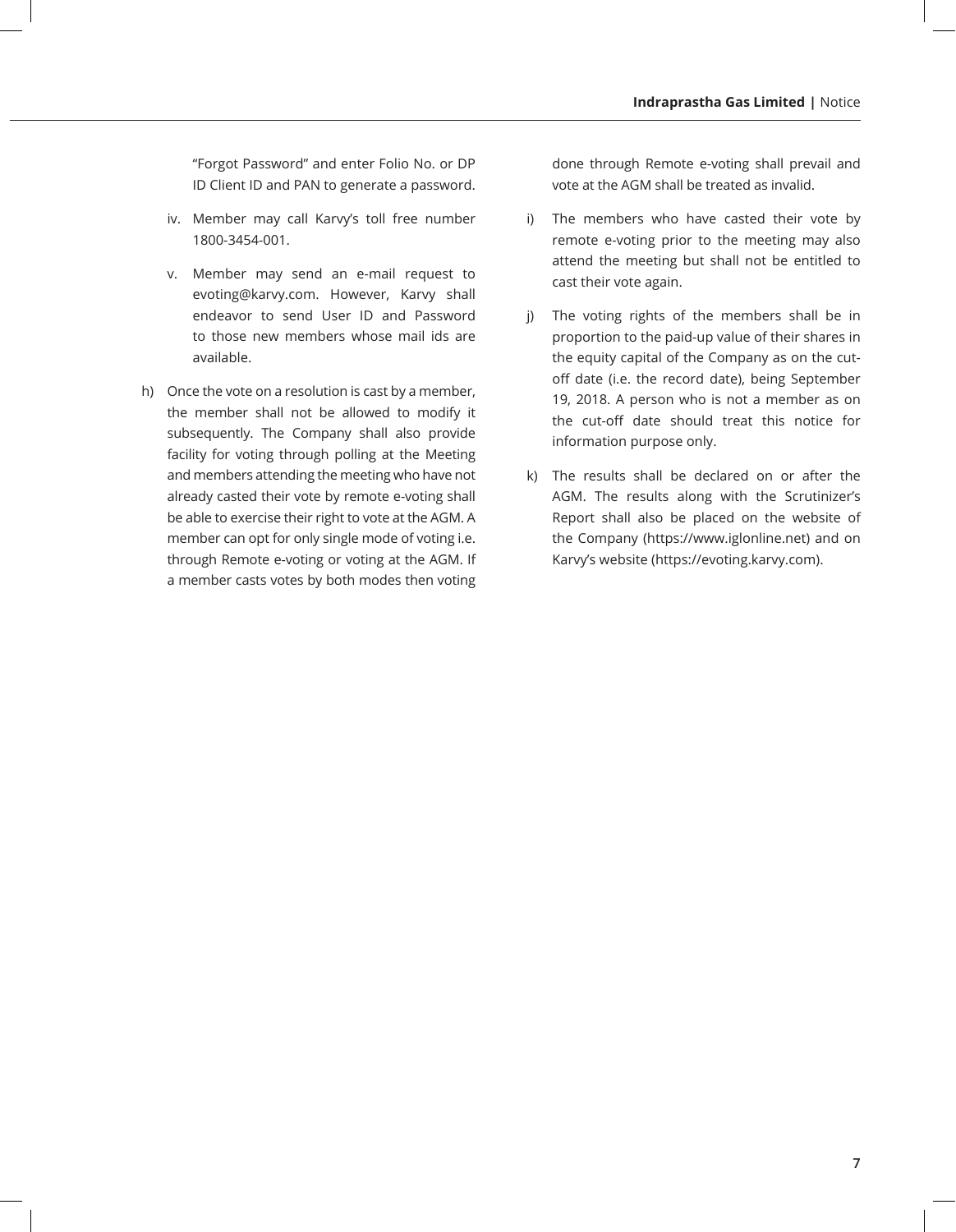"Forgot Password" and enter Folio No. or DP ID Client ID and PAN to generate a password.

iv. Member may call Karvy's toll free number 1800-3454-001.

v. Member may send an e-mail request to evoting@karvy.com. However, Karvy shall endeavor to send User ID and Password to those new members whose mail ids are available.

h) Once the vote on a resolution is cast by a member, the member shall not be allowed to modify it subsequently. The Company shall also provide facility for voting through polling at the Meeting and members attending the meeting who have not already casted their vote by remote e-voting shall be able to exercise their right to vote at the AGM. A member can opt for only single mode of voting i.e. through Remote e-voting or voting at the AGM. If a member casts votes by both modes then voting done through Remote e-voting shall prevail and vote at the AGM shall be treated as invalid.

i) The members who have casted their vote by remote e-voting prior to the meeting may also attend the meeting but shall not be entitled to cast their vote again.

j) The voting rights of the members shall be in proportion to the paid-up value of their shares in the equity capital of the Company as on the cut-off date (i.e. the record date), being September 19, 2018. A person who is not a member as on the cut-off date should treat this notice for information purpose only.

k) The results shall be declared on or after the AGM. The results along with the Scrutinizer's Report shall also be placed on the website of the Company (https://www.iglonline.net) and on Karvy's website (https://evoting.karvy.com).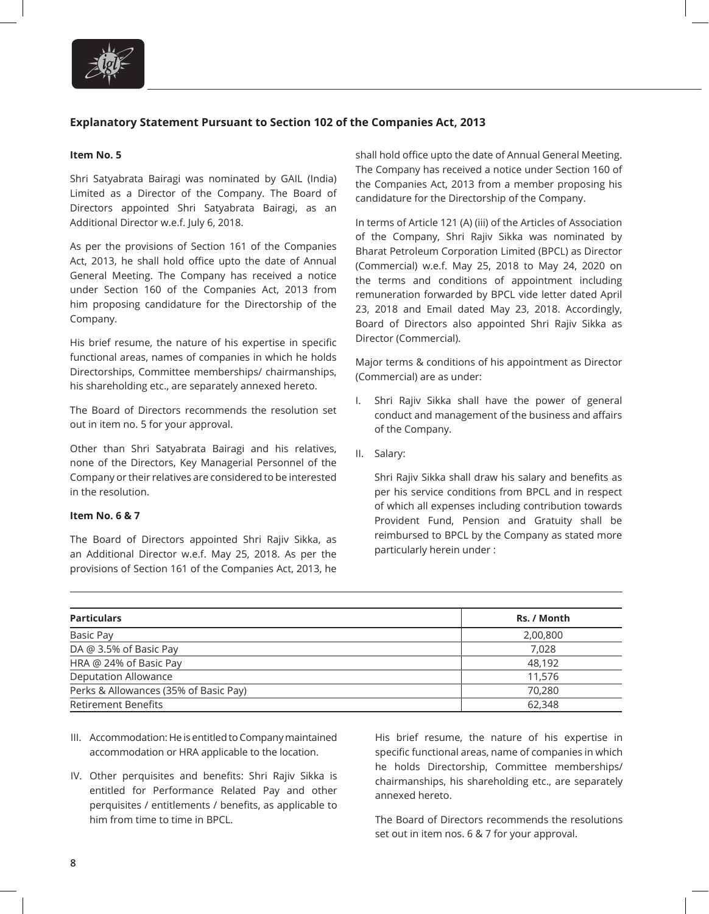## Explanatory Statement Pursuant to Section 102 of the Companies Act, 2013

**Item No. 5**

Shri Satyabrata Bairagi was nominated by GAIL (India) Limited as a Director of the Company. The Board of Directors appointed Shri Satyabrata Bairagi, as an Additional Director w.e.f. July 6, 2018.

As per the provisions of Section 161 of the Companies Act, 2013, he shall hold office upto the date of Annual General Meeting. The Company has received a notice under Section 160 of the Companies Act, 2013 from him proposing candidature for the Directorship of the Company.

His brief resume, the nature of his expertise in specific functional areas, names of companies in which he holds Directorships, Committee memberships/ chairmanships, his shareholding etc., are separately annexed hereto.

The Board of Directors recommends the resolution set out in item no. 5 for your approval.

Other than Shri Satyabrata Bairagi and his relatives, none of the Directors, Key Managerial Personnel of the Company or their relatives are considered to be interested in the resolution.

**Item No. 6 & 7**

The Board of Directors appointed Shri Rajiv Sikka, as an Additional Director w.e.f. May 25, 2018. As per the provisions of Section 161 of the Companies Act, 2013, he shall hold office upto the date of Annual General Meeting. The Company has received a notice under Section 160 of the Companies Act, 2013 from a member proposing his candidature for the Directorship of the Company.

In terms of Article 121 (A) (iii) of the Articles of Association of the Company, Shri Rajiv Sikka was nominated by Bharat Petroleum Corporation Limited (BPCL) as Director (Commercial) w.e.f. May 25, 2018 to May 24, 2020 on the terms and conditions of appointment including remuneration forwarded by BPCL vide letter dated April 23, 2018 and Email dated May 23, 2018. Accordingly, Board of Directors also appointed Shri Rajiv Sikka as Director (Commercial).

Major terms & conditions of his appointment as Director (Commercial) are as under:

I. Shri Rajiv Sikka shall have the power of general conduct and management of the business and affairs of the Company.

II. Salary:

   Shri Rajiv Sikka shall draw his salary and benefits as per his service conditions from BPCL and in respect of which all expenses including contribution towards Provident Fund, Pension and Gratuity shall be reimbursed to BPCL by the Company as stated more particularly herein under :

| Particulars | Rs. / Month |
|---|---|
| Basic Pay | 2,00,800 |
| DA @ 3.5% of Basic Pay | 7,028 |
| HRA @ 24% of Basic Pay | 48,192 |
| Deputation Allowance | 11,576 |
| Perks & Allowances (35% of Basic Pay) | 70,280 |
| Retirement Benefits | 62,348 |

III. Accommodation: He is entitled to Company maintained accommodation or HRA applicable to the location.

IV. Other perquisites and benefits: Shri Rajiv Sikka is entitled for Performance Related Pay and other perquisites / entitlements / benefits, as applicable to him from time to time in BPCL.

His brief resume, the nature of his expertise in specific functional areas, name of companies in which he holds Directorship, Committee memberships/ chairmanships, his shareholding etc., are separately annexed hereto.

The Board of Directors recommends the resolutions set out in item nos. 6 & 7 for your approval.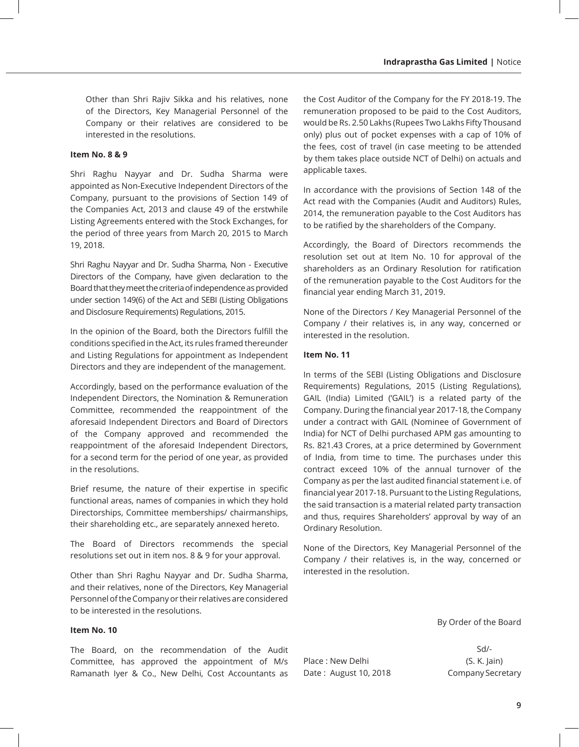Other than Shri Rajiv Sikka and his relatives, none of the Directors, Key Managerial Personnel of the Company or their relatives are considered to be interested in the resolutions.

**Item No. 8 & 9**

Shri Raghu Nayyar and Dr. Sudha Sharma were appointed as Non-Executive Independent Directors of the Company, pursuant to the provisions of Section 149 of the Companies Act, 2013 and clause 49 of the erstwhile Listing Agreements entered with the Stock Exchanges, for the period of three years from March 20, 2015 to March 19, 2018.

Shri Raghu Nayyar and Dr. Sudha Sharma, Non - Executive Directors of the Company, have given declaration to the Board that they meet the criteria of independence as provided under section 149(6) of the Act and SEBI (Listing Obligations and Disclosure Requirements) Regulations, 2015.

In the opinion of the Board, both the Directors fulfill the conditions specified in the Act, its rules framed thereunder and Listing Regulations for appointment as Independent Directors and they are independent of the management.

Accordingly, based on the performance evaluation of the Independent Directors, the Nomination & Remuneration Committee, recommended the reappointment of the aforesaid Independent Directors and Board of Directors of the Company approved and recommended the reappointment of the aforesaid Independent Directors, for a second term for the period of one year, as provided in the resolutions.

Brief resume, the nature of their expertise in specific functional areas, names of companies in which they hold Directorships, Committee memberships/ chairmanships, their shareholding etc., are separately annexed hereto.

The Board of Directors recommends the special resolutions set out in item nos. 8 & 9 for your approval.

Other than Shri Raghu Nayyar and Dr. Sudha Sharma, and their relatives, none of the Directors, Key Managerial Personnel of the Company or their relatives are considered to be interested in the resolutions.

**Item No. 10**

The Board, on the recommendation of the Audit Committee, has approved the appointment of M/s Ramanath Iyer & Co., New Delhi, Cost Accountants as the Cost Auditor of the Company for the FY 2018-19. The remuneration proposed to be paid to the Cost Auditors, would be Rs. 2.50 Lakhs (Rupees Two Lakhs Fifty Thousand only) plus out of pocket expenses with a cap of 10% of the fees, cost of travel (in case meeting to be attended by them takes place outside NCT of Delhi) on actuals and applicable taxes.

In accordance with the provisions of Section 148 of the Act read with the Companies (Audit and Auditors) Rules, 2014, the remuneration payable to the Cost Auditors has to be ratified by the shareholders of the Company.

Accordingly, the Board of Directors recommends the resolution set out at Item No. 10 for approval of the shareholders as an Ordinary Resolution for ratification of the remuneration payable to the Cost Auditors for the financial year ending March 31, 2019.

None of the Directors / Key Managerial Personnel of the Company / their relatives is, in any way, concerned or interested in the resolution.

**Item No. 11**

In terms of the SEBI (Listing Obligations and Disclosure Requirements) Regulations, 2015 (Listing Regulations), GAIL (India) Limited ('GAIL') is a related party of the Company. During the financial year 2017-18, the Company under a contract with GAIL (Nominee of Government of India) for NCT of Delhi purchased APM gas amounting to Rs. 821.43 Crores, at a price determined by Government of India, from time to time. The purchases under this contract exceed 10% of the annual turnover of the Company as per the last audited financial statement i.e. of financial year 2017-18. Pursuant to the Listing Regulations, the said transaction is a material related party transaction and thus, requires Shareholders' approval by way of an Ordinary Resolution.

None of the Directors, Key Managerial Personnel of the Company / their relatives is, in the way, concerned or interested in the resolution.

By Order of the Board

Sd/-

(S. K. Jain)

Company Secretary

Place : New Delhi

Date : August 10, 2018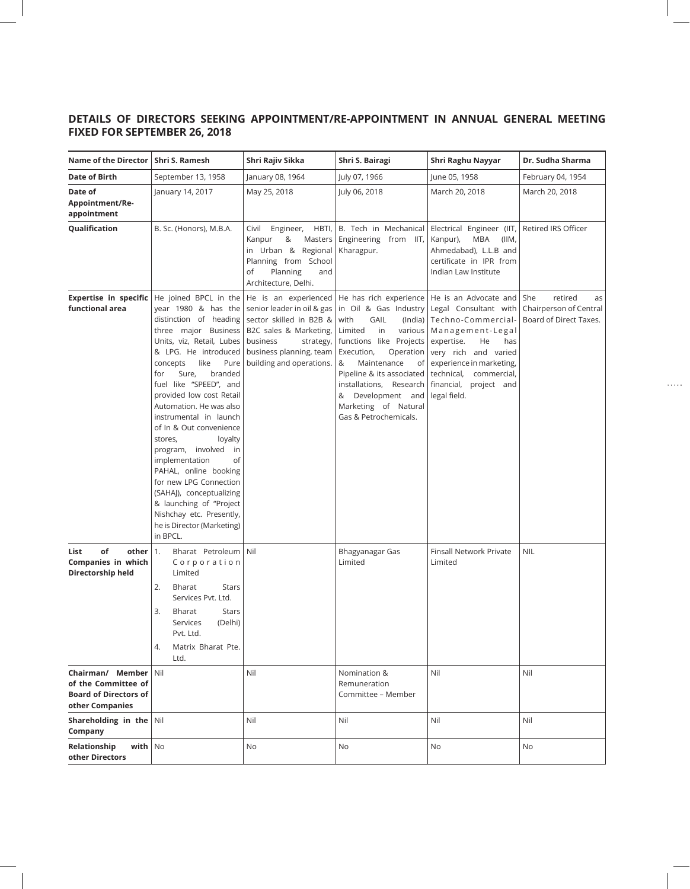## DETAILS OF DIRECTORS SEEKING APPOINTMENT/RE-APPOINTMENT IN ANNUAL GENERAL MEETING FIXED FOR SEPTEMBER 26, 2018

| Name of the Director | Shri S. Ramesh | Shri Rajiv Sikka | Shri S. Bairagi | Shri Raghu Nayyar | Dr. Sudha Sharma |
|---|---|---|---|---|---|
| **Date of Birth** | September 13, 1958 | January 08, 1964 | July 07, 1966 | June 05, 1958 | February 04, 1954 |
| **Date of Appointment/Re-appointment** | January 14, 2017 | May 25, 2018 | July 06, 2018 | March 20, 2018 | March 20, 2018 |
| **Qualification** | B. Sc. (Honors), M.B.A. | Civil Engineer, HBTI, Kanpur & Masters in Urban & Regional Planning from School of Planning and Architecture, Delhi. | B. Tech in Mechanical Engineering from IIT, Kharagpur. | Electrical Engineer (IIT, Kanpur), MBA (IIM, Ahmedabad), L.L.B and certificate in IPR from Indian Law Institute | Retired IRS Officer |
| **Expertise in specific functional area** | He joined BPCL in the year 1980 & has the distinction of heading three major Business Units, viz, Retail, Lubes & LPG. He introduced concepts like Pure for Sure, branded fuel like "SPEED", and provided low cost Retail Automation. He was also instrumental in launch of In & Out convenience stores, loyalty program, involved in implementation of PAHAL, online booking for new LPG Connection (SAHAJ), conceptualizing & launching of "Project Nishchay etc. Presently, he is Director (Marketing) in BPCL. | He is an experienced senior leader in oil & gas sector skilled in B2B & B2C sales & Marketing, business strategy, business planning, team building and operations. | He has rich experience in Oil & Gas Industry with GAIL (India) Limited in various functions like Projects Execution, Operation & Maintenance of Pipeline & its associated installations, Research & Development and Marketing of Natural Gas & Petrochemicals. | He is an Advocate and Legal Consultant with Techno-Commercial-Management-Legal expertise. He has very rich and varied experience in marketing, technical, commercial, financial, project and legal field. | She retired as Chairperson of Central Board of Direct Taxes. |
| **List of other Companies in which Directorship held** | 1. Bharat Petroleum Corporation Limited<br>2. Bharat Stars Services Pvt. Ltd.<br>3. Bharat Stars Services (Delhi) Pvt. Ltd.<br>4. Matrix Bharat Pte. Ltd. | Nil | Bhagyanagar Gas Limited | Finsall Network Private Limited | NIL |
| **Chairman/ Member of the Committee of Board of Directors of other Companies** | Nil | Nil | Nomination & Remuneration Committee – Member | Nil | Nil |
| **Shareholding in the Company** | Nil | Nil | Nil | Nil | Nil |
| **Relationship with other Directors** | No | No | No | No | No |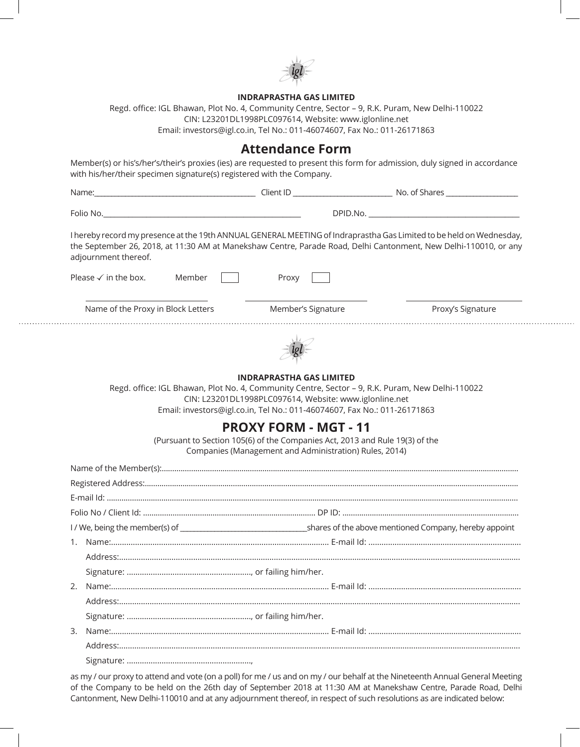**INDRAPRASTHA GAS LIMITED**

Regd. office: IGL Bhawan, Plot No. 4, Community Centre, Sector – 9, R.K. Puram, New Delhi-110022
CIN: L23201DL1998PLC097614, Website: www.iglonline.net
Email: investors@igl.co.in, Tel No.: 011-46074607, Fax No.: 011-26171863

# Attendance Form

Member(s) or his's/her's/their's proxies (ies) are requested to present this form for admission, duly signed in accordance with his/her/their specimen signature(s) registered with the Company.

Name:_________________________ Client ID _________________ No. of Shares _______________

Folio No.______________________________ DPID.No. _________________________

I hereby record my presence at the 19th ANNUAL GENERAL MEETING of Indraprastha Gas Limited to be held on Wednesday, the September 26, 2018, at 11:30 AM at Manekshaw Centre, Parade Road, Delhi Cantonment, New Delhi-110010, or any adjournment thereof.

Please ✓ in the box. Member ☐ Proxy ☐

_______________________ _______________________ _______________________

Name of the Proxy in Block Letters Member's Signature Proxy's Signature

---

**INDRAPRASTHA GAS LIMITED**

Regd. office: IGL Bhawan, Plot No. 4, Community Centre, Sector – 9, R.K. Puram, New Delhi-110022
CIN: L23201DL1998PLC097614, Website: www.iglonline.net
Email: investors@igl.co.in, Tel No.: 011-46074607, Fax No.: 011-26171863

# PROXY FORM - MGT - 11

(Pursuant to Section 105(6) of the Companies Act, 2013 and Rule 19(3) of the
Companies (Management and Administration) Rules, 2014)

Name of the Member(s):......................................................................................

Registered Address:...........................................................................................

E-mail Id: ..........................................................................................................

Folio No / Client Id: ................................................ DP ID: ...............................................

I / We, being the member(s) of _________________________shares of the above mentioned Company, hereby appoint

1. Name:.............................................................. E-mail Id: ..............................................

   Address:..............................................................................................................

   Signature: ................................................., or failing him/her.

2. Name:.............................................................. E-mail Id: ..............................................

   Address:..............................................................................................................

   Signature: ................................................., or failing him/her.

3. Name:.............................................................. E-mail Id: ..............................................

   Address:..............................................................................................................

   Signature: .................................................,

as my / our proxy to attend and vote (on a poll) for me / us and on my / our behalf at the Nineteenth Annual General Meeting of the Company to be held on the 26th day of September 2018 at 11:30 AM at Manekshaw Centre, Parade Road, Delhi Cantonment, New Delhi-110010 and at any adjournment thereof, in respect of such resolutions as are indicated below: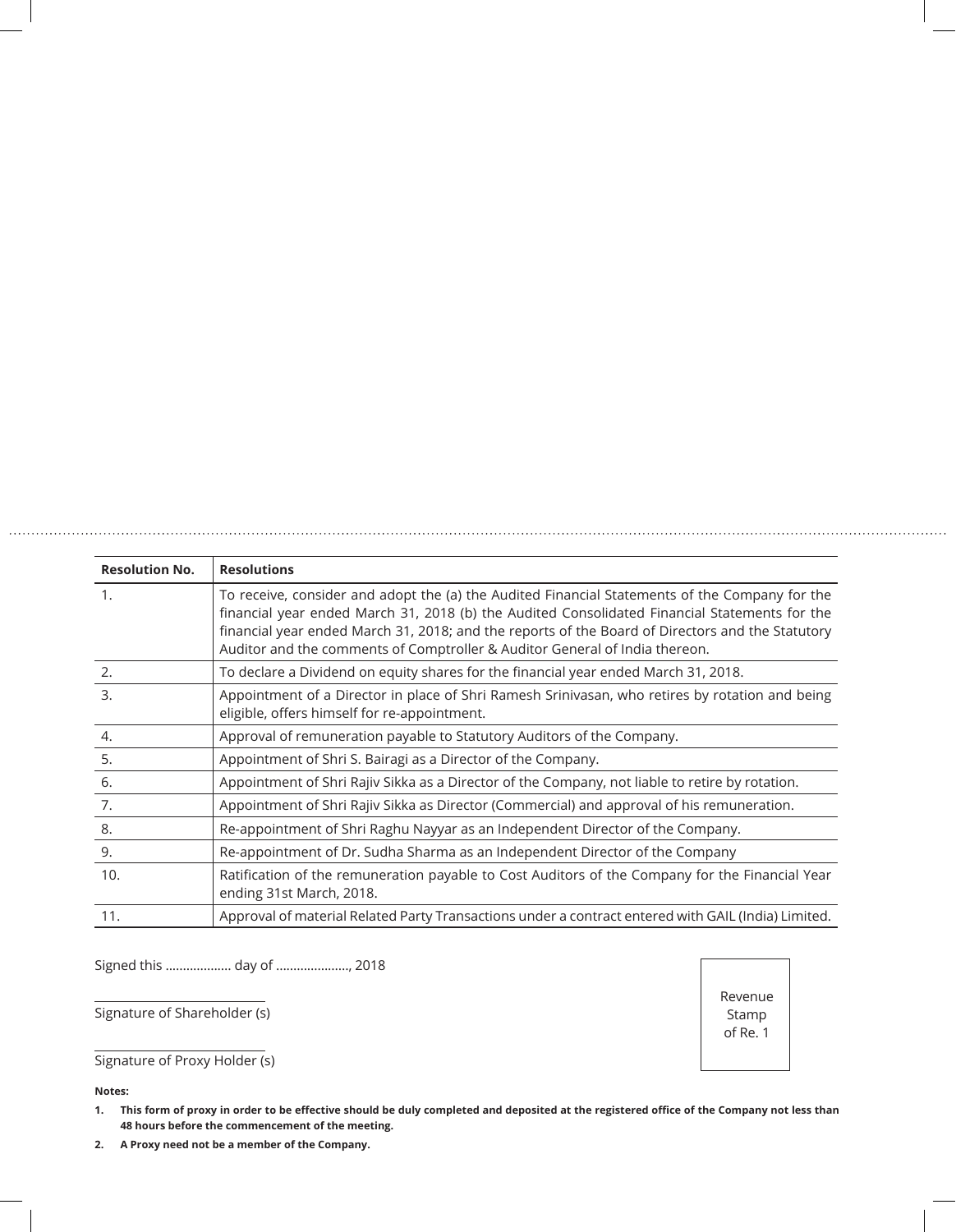| Resolution No. | Resolutions |
|---|---|
| 1. | To receive, consider and adopt the (a) the Audited Financial Statements of the Company for the financial year ended March 31, 2018 (b) the Audited Consolidated Financial Statements for the financial year ended March 31, 2018; and the reports of the Board of Directors and the Statutory Auditor and the comments of Comptroller & Auditor General of India thereon. |
| 2. | To declare a Dividend on equity shares for the financial year ended March 31, 2018. |
| 3. | Appointment of a Director in place of Shri Ramesh Srinivasan, who retires by rotation and being eligible, offers himself for re-appointment. |
| 4. | Approval of remuneration payable to Statutory Auditors of the Company. |
| 5. | Appointment of Shri S. Bairagi as a Director of the Company. |
| 6. | Appointment of Shri Rajiv Sikka as a Director of the Company, not liable to retire by rotation. |
| 7. | Appointment of Shri Rajiv Sikka as Director (Commercial) and approval of his remuneration. |
| 8. | Re-appointment of Shri Raghu Nayyar as an Independent Director of the Company. |
| 9. | Re-appointment of Dr. Sudha Sharma as an Independent Director of the Company |
| 10. | Ratification of the remuneration payable to Cost Auditors of the Company for the Financial Year ending 31st March, 2018. |
| 11. | Approval of material Related Party Transactions under a contract entered with GAIL (India) Limited. |

Signed this ................... day of ....................., 2018

Signature of Shareholder (s)

Signature of Proxy Holder (s)

Revenue Stamp of Re. 1

**Notes:**

1. **This form of proxy in order to be effective should be duly completed and deposited at the registered office of the Company not less than 48 hours before the commencement of the meeting.**
2. **A Proxy need not be a member of the Company.**